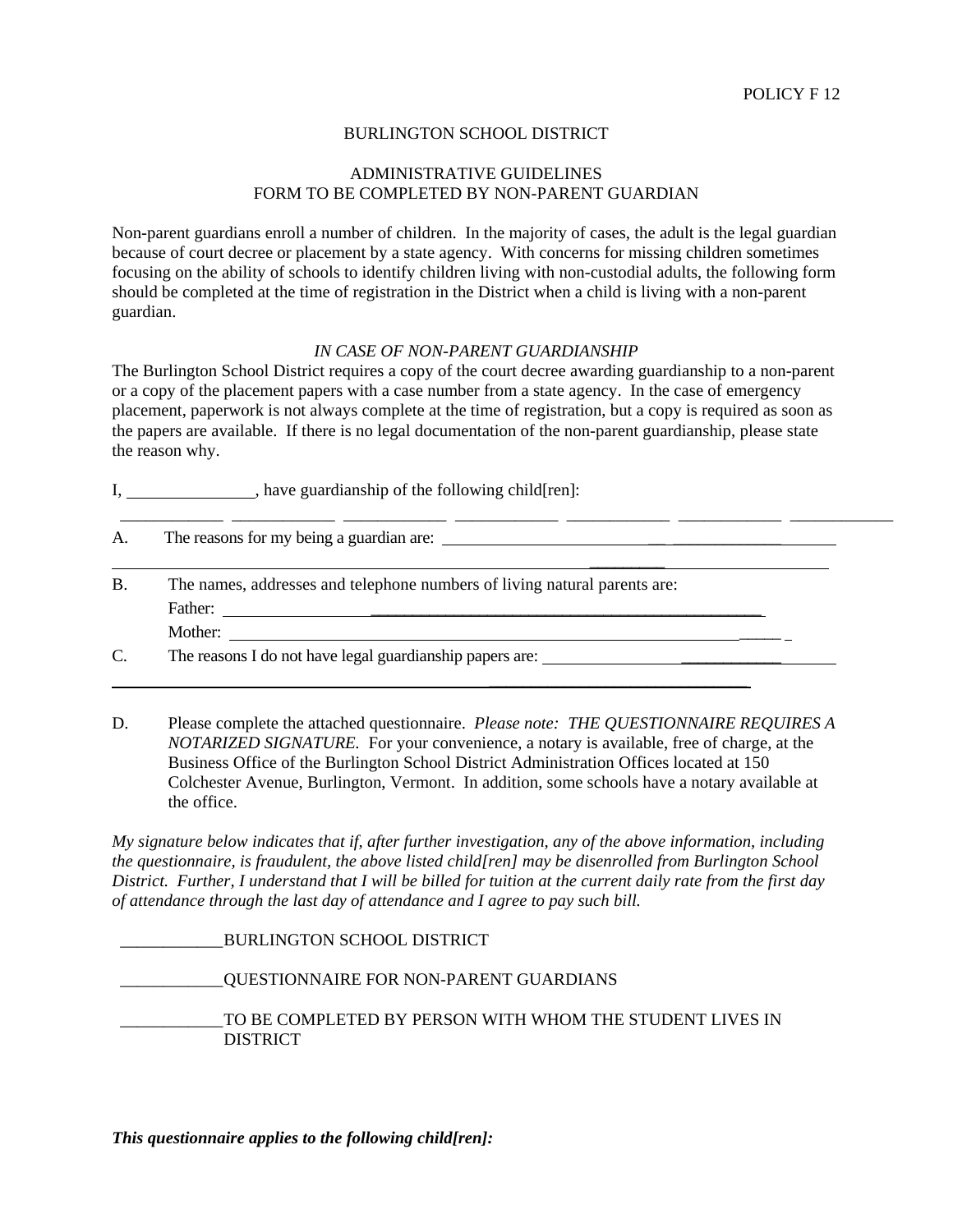POLICY F 12

BURLINGTON SCHOOL DISTRICT

ADMINISTRATIVE GUIDELINES
FORM TO BE COMPLETED BY NON-PARENT GUARDIAN

Non-parent guardians enroll a number of children. In the majority of cases, the adult is the legal guardian because of court decree or placement by a state agency. With concerns for missing children sometimes focusing on the ability of schools to identify children living with non-custodial adults, the following form should be completed at the time of registration in the District when a child is living with a non-parent guardian.

*IN CASE OF NON-PARENT GUARDIANSHIP*

The Burlington School District requires a copy of the court decree awarding guardianship to a non-parent or a copy of the placement papers with a case number from a state agency. In the case of emergency placement, paperwork is not always complete at the time of registration, but a copy is required as soon as the papers are available. If there is no legal documentation of the non-parent guardianship, please state the reason why.

I, _______________, have guardianship of the following child[ren]:

____________ ____________ ____________ ____________ ____________ ____________ ____________

A. The reasons for my being a guardian are: ________________________________________

______________________________________________________________________________

B. The names, addresses and telephone numbers of living natural parents are:

Father: ____________________________________________________________

Mother: ____________________________________________________________

C. The reasons I do not have legal guardianship papers are: ______________________________

______________________________________________________________________________

D. Please complete the attached questionnaire. *Please note: THE QUESTIONNAIRE REQUIRES A NOTARIZED SIGNATURE.* For your convenience, a notary is available, free of charge, at the Business Office of the Burlington School District Administration Offices located at 150 Colchester Avenue, Burlington, Vermont. In addition, some schools have a notary available at the office.

*My signature below indicates that if, after further investigation, any of the above information, including the questionnaire, is fraudulent, the above listed child[ren] may be disenrolled from Burlington School District. Further, I understand that I will be billed for tuition at the current daily rate from the first day of attendance through the last day of attendance and I agree to pay such bill.*

____________BURLINGTON SCHOOL DISTRICT

____________QUESTIONNAIRE FOR NON-PARENT GUARDIANS

____________TO BE COMPLETED BY PERSON WITH WHOM THE STUDENT LIVES IN DISTRICT

***This questionnaire applies to the following child[ren]:***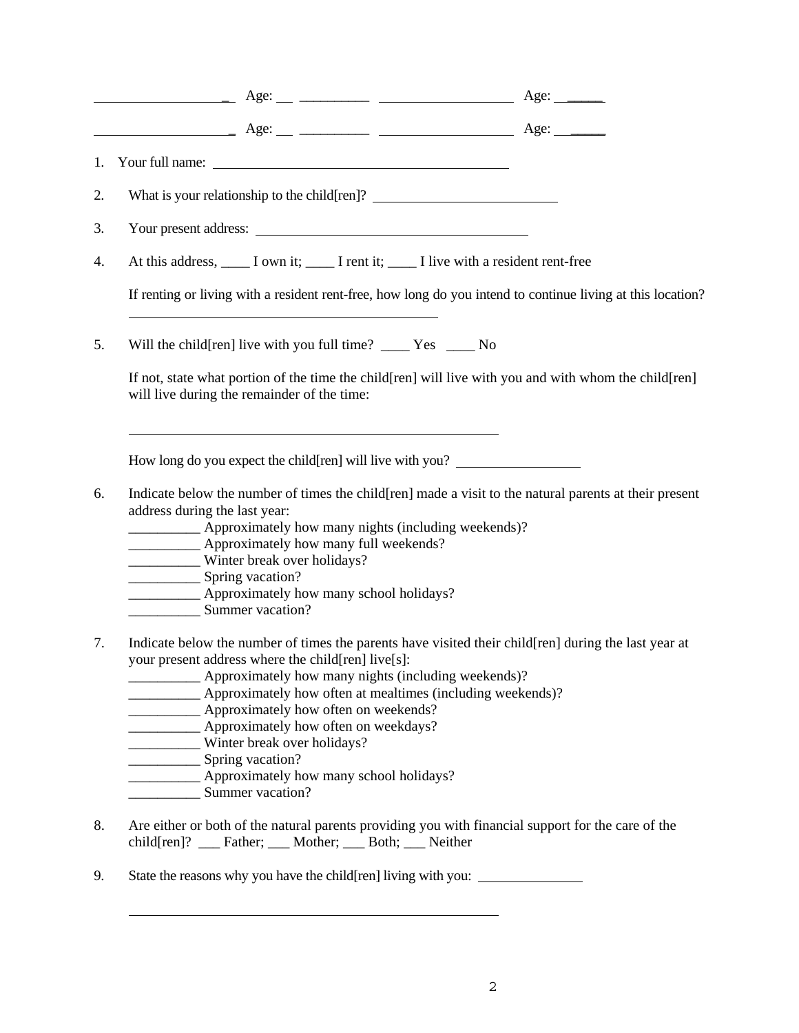\_\_\_\_\_\_\_\_\_\_\_\_\_\_\_\_\_\_\_\_ Age: \_\_ \_\_\_\_\_\_\_\_\_\_ \_\_\_\_\_\_\_\_\_\_\_\_\_\_\_\_\_\_\_\_ Age: \_\_\_\_\_\_

\_\_\_\_\_\_\_\_\_\_\_\_\_\_\_\_\_\_\_\_ Age: \_\_ \_\_\_\_\_\_\_\_\_\_ \_\_\_\_\_\_\_\_\_\_\_\_\_\_\_\_\_\_\_\_ Age: \_\_\_\_\_\_

1. Your full name: \_\_\_\_\_\_\_\_\_\_\_\_\_\_\_\_\_\_\_\_\_\_\_\_\_\_\_\_\_\_\_\_\_\_\_\_\_\_\_\_

2. What is your relationship to the child[ren]? \_\_\_\_\_\_\_\_\_\_\_\_\_\_\_\_\_\_\_\_\_\_\_\_\_

3. Your present address: \_\_\_\_\_\_\_\_\_\_\_\_\_\_\_\_\_\_\_\_\_\_\_\_\_\_\_\_\_\_\_\_\_\_\_\_\_\_\_\_

4. At this address, \_\_\_\_ I own it; \_\_\_\_ I rent it; \_\_\_\_ I live with a resident rent-free

   If renting or living with a resident rent-free, how long do you intend to continue living at this location?

   \_\_\_\_\_\_\_\_\_\_\_\_\_\_\_\_\_\_\_\_\_\_\_\_\_\_\_\_\_\_\_\_\_\_\_\_\_\_\_\_

5. Will the child[ren] live with you full time? \_\_\_\_ Yes \_\_\_\_ No

   If not, state what portion of the time the child[ren] will live with you and with whom the child[ren] will live during the remainder of the time:

   \_\_\_\_\_\_\_\_\_\_\_\_\_\_\_\_\_\_\_\_\_\_\_\_\_\_\_\_\_\_\_\_\_\_\_\_\_\_\_\_\_\_\_\_\_\_\_\_

   How long do you expect the child[ren] will live with you? \_\_\_\_\_\_\_\_\_\_\_\_\_\_\_\_\_\_

6. Indicate below the number of times the child[ren] made a visit to the natural parents at their present address during the last year:
   \_\_\_\_\_\_\_\_\_\_ Approximately how many nights (including weekends)?
   \_\_\_\_\_\_\_\_\_\_ Approximately how many full weekends?
   \_\_\_\_\_\_\_\_\_\_ Winter break over holidays?
   \_\_\_\_\_\_\_\_\_\_ Spring vacation?
   \_\_\_\_\_\_\_\_\_\_ Approximately how many school holidays?
   \_\_\_\_\_\_\_\_\_\_ Summer vacation?

7. Indicate below the number of times the parents have visited their child[ren] during the last year at your present address where the child[ren] live[s]:
   \_\_\_\_\_\_\_\_\_\_ Approximately how many nights (including weekends)?
   \_\_\_\_\_\_\_\_\_\_ Approximately how often at mealtimes (including weekends)?
   \_\_\_\_\_\_\_\_\_\_ Approximately how often on weekends?
   \_\_\_\_\_\_\_\_\_\_ Approximately how often on weekdays?
   \_\_\_\_\_\_\_\_\_\_ Winter break over holidays?
   \_\_\_\_\_\_\_\_\_\_ Spring vacation?
   \_\_\_\_\_\_\_\_\_\_ Approximately how many school holidays?
   \_\_\_\_\_\_\_\_\_\_ Summer vacation?

8. Are either or both of the natural parents providing you with financial support for the care of the child[ren]? \_\_\_ Father; \_\_\_ Mother; \_\_\_ Both; \_\_\_ Neither

9. State the reasons why you have the child[ren] living with you: \_\_\_\_\_\_\_\_\_\_\_\_\_\_\_

   \_\_\_\_\_\_\_\_\_\_\_\_\_\_\_\_\_\_\_\_\_\_\_\_\_\_\_\_\_\_\_\_\_\_\_\_\_\_\_\_\_\_\_\_\_\_\_\_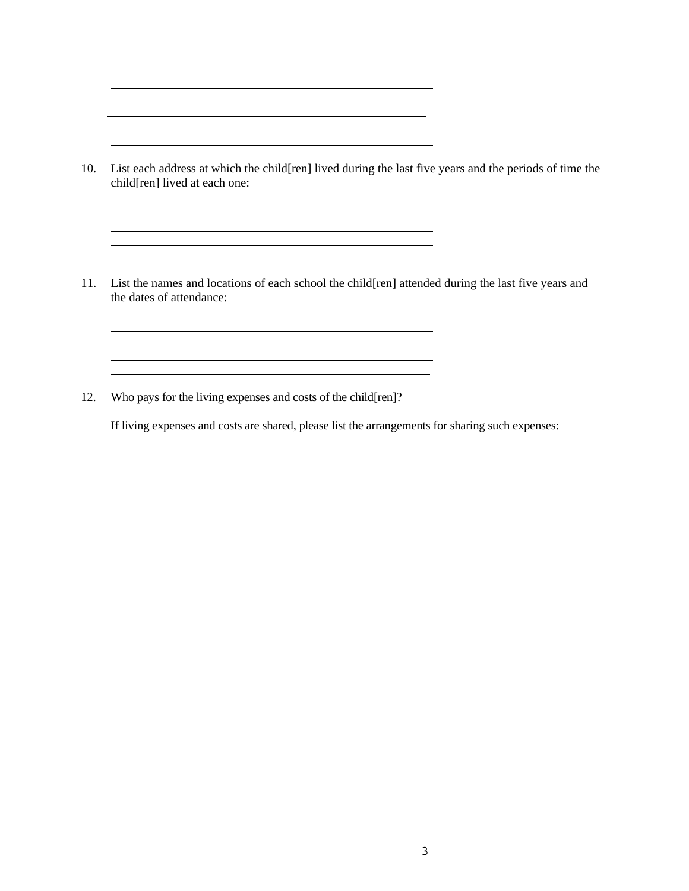\_\_\_\_\_\_\_\_\_\_\_\_\_\_\_\_\_\_\_\_\_\_\_\_\_\_\_\_\_\_\_\_\_\_\_\_\_\_\_\_\_\_\_\_\_\_\_\_

\_\_\_\_\_\_\_\_\_\_\_\_\_\_\_\_\_\_\_\_\_\_\_\_\_\_\_\_\_\_\_\_\_\_\_\_\_\_\_\_\_\_\_\_\_\_\_\_

\_\_\_\_\_\_\_\_\_\_\_\_\_\_\_\_\_\_\_\_\_\_\_\_\_\_\_\_\_\_\_\_\_\_\_\_\_\_\_\_\_\_\_\_\_\_\_\_

10. List each address at which the child[ren] lived during the last five years and the periods of time the child[ren] lived at each one:

    \_\_\_\_\_\_\_\_\_\_\_\_\_\_\_\_\_\_\_\_\_\_\_\_\_\_\_\_\_\_\_\_\_\_\_\_\_\_\_\_\_\_\_\_\_\_\_\_
    
    \_\_\_\_\_\_\_\_\_\_\_\_\_\_\_\_\_\_\_\_\_\_\_\_\_\_\_\_\_\_\_\_\_\_\_\_\_\_\_\_\_\_\_\_\_\_\_\_
    
    \_\_\_\_\_\_\_\_\_\_\_\_\_\_\_\_\_\_\_\_\_\_\_\_\_\_\_\_\_\_\_\_\_\_\_\_\_\_\_\_\_\_\_\_\_\_\_\_
    
    \_\_\_\_\_\_\_\_\_\_\_\_\_\_\_\_\_\_\_\_\_\_\_\_\_\_\_\_\_\_\_\_\_\_\_\_\_\_\_\_\_\_\_\_\_\_\_\_

11. List the names and locations of each school the child[ren] attended during the last five years and the dates of attendance:

    \_\_\_\_\_\_\_\_\_\_\_\_\_\_\_\_\_\_\_\_\_\_\_\_\_\_\_\_\_\_\_\_\_\_\_\_\_\_\_\_\_\_\_\_\_\_\_\_
    
    \_\_\_\_\_\_\_\_\_\_\_\_\_\_\_\_\_\_\_\_\_\_\_\_\_\_\_\_\_\_\_\_\_\_\_\_\_\_\_\_\_\_\_\_\_\_\_\_
    
    \_\_\_\_\_\_\_\_\_\_\_\_\_\_\_\_\_\_\_\_\_\_\_\_\_\_\_\_\_\_\_\_\_\_\_\_\_\_\_\_\_\_\_\_\_\_\_\_
    
    \_\_\_\_\_\_\_\_\_\_\_\_\_\_\_\_\_\_\_\_\_\_\_\_\_\_\_\_\_\_\_\_\_\_\_\_\_\_\_\_\_\_\_\_\_\_\_\_

12. Who pays for the living expenses and costs of the child[ren]? \_\_\_\_\_\_\_\_\_\_\_\_\_\_\_

    If living expenses and costs are shared, please list the arrangements for sharing such expenses:

    \_\_\_\_\_\_\_\_\_\_\_\_\_\_\_\_\_\_\_\_\_\_\_\_\_\_\_\_\_\_\_\_\_\_\_\_\_\_\_\_\_\_\_\_\_\_\_\_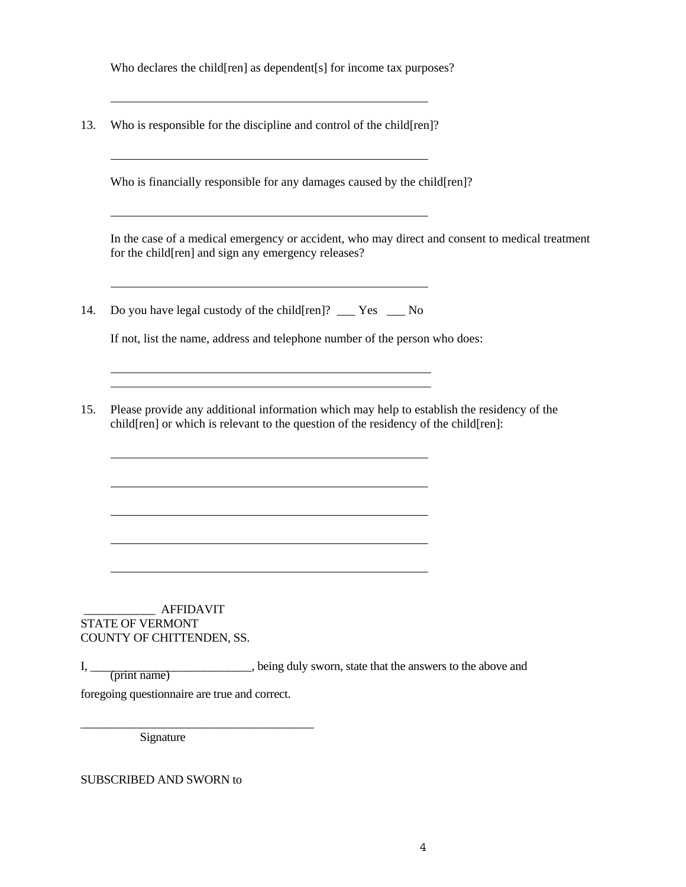Who declares the child[ren] as dependent[s] for income tax purposes?

______________________________________________________

13. Who is responsible for the discipline and control of the child[ren]?

______________________________________________________

Who is financially responsible for any damages caused by the child[ren]?

______________________________________________________

In the case of a medical emergency or accident, who may direct and consent to medical treatment for the child[ren] and sign any emergency releases?

______________________________________________________

14. Do you have legal custody of the child[ren]? ___ Yes ___ No

If not, list the name, address and telephone number of the person who does:

______________________________________________________

______________________________________________________

15. Please provide any additional information which may help to establish the residency of the child[ren] or which is relevant to the question of the residency of the child[ren]:

______________________________________________________

______________________________________________________

______________________________________________________

______________________________________________________

______________________________________________________

____________ AFFIDAVIT
STATE OF VERMONT
COUNTY OF CHITTENDEN, SS.

I, ___________________________, being duly sworn, state that the answers to the above and
(print name)

foregoing questionnaire are true and correct.

________________________________________
Signature

SUBSCRIBED AND SWORN to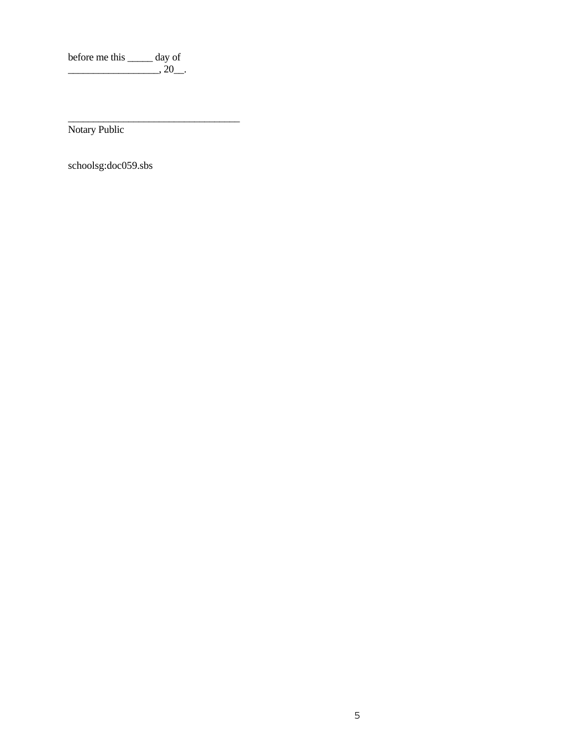before me this _____ day of
__________________, 20__.

___________________________________
Notary Public

schoolsg:doc059.sbs